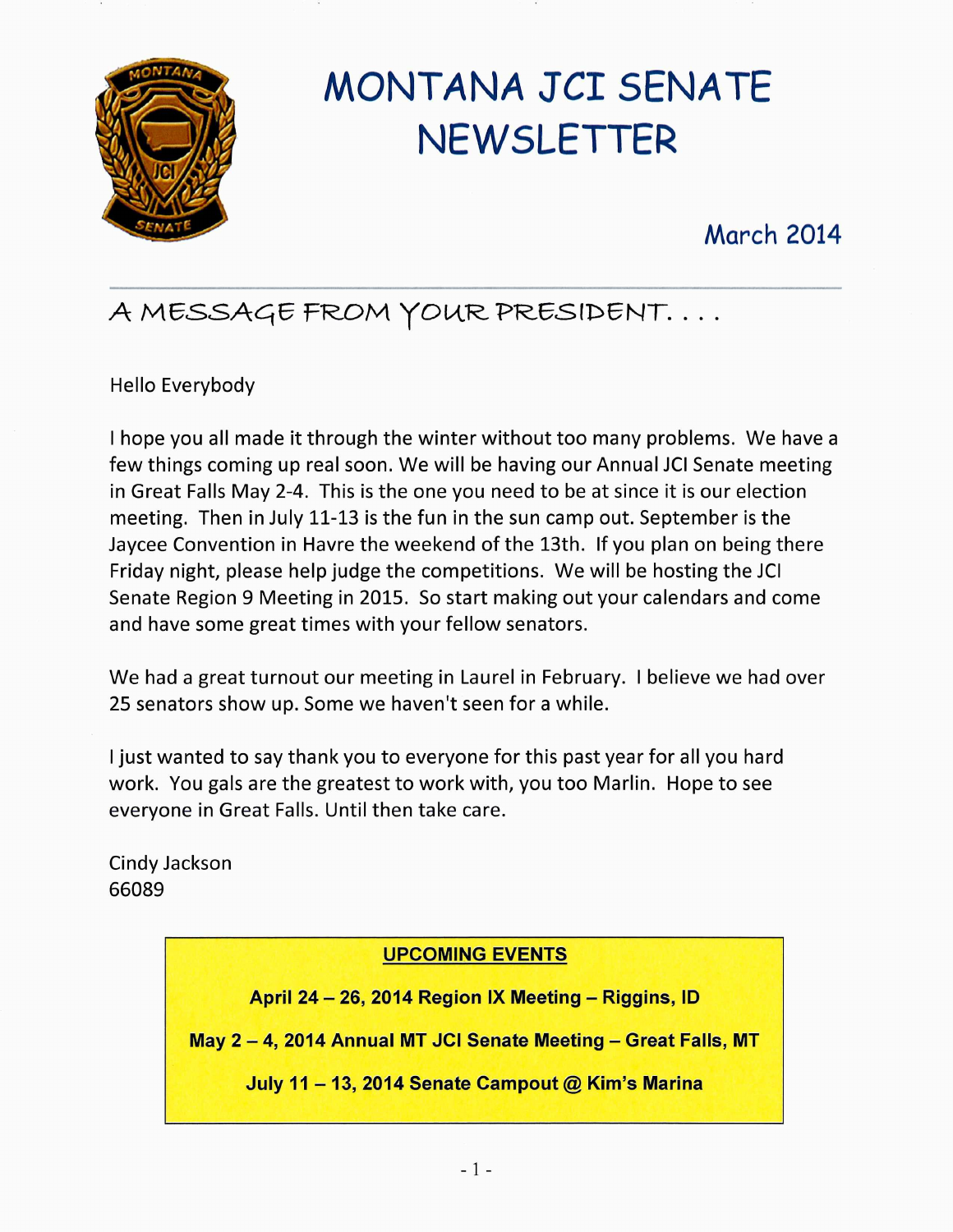# MONTANA JCI SENATE NEWSLETTER

March 2014

## A MESSAGE FROM YOUR PRESIDENT. . . .

Hello Everybody

I hope you all made it through the winter without too many problems. We have a few things coming up real soon. We will be having our Annual JCI Senate meeting in Great Falls May 2-4. This is the one you need to be at since it is our election meeting. Then in July 11-13 is the fun in the sun camp out. September is the Jaycee Convention in Havre the weekend of the 13th. If you plan on being there Friday night, please help judge the competitions. We will be hosting the JCI Senate Region 9 Meeting in 2015. So start making out your calendars and come and have some great times with your fellow senators.

We had a great turnout our meeting in Laurel in February. I believe we had over 25 senators show up. Some we haven't seen for a while.

I just wanted to say thank you to everyone for this past year for all you hard work. You gals are the greatest to work with, you too Marlin. Hope to see everyone in Great Falls. Until then take care.

Cindy Jackson
66089

**UPCOMING EVENTS**

**April 24 – 26, 2014 Region IX Meeting – Riggins, ID**

**May 2 – 4, 2014 Annual MT JCI Senate Meeting – Great Falls, MT**

**July 11 – 13, 2014 Senate Campout @ Kim's Marina**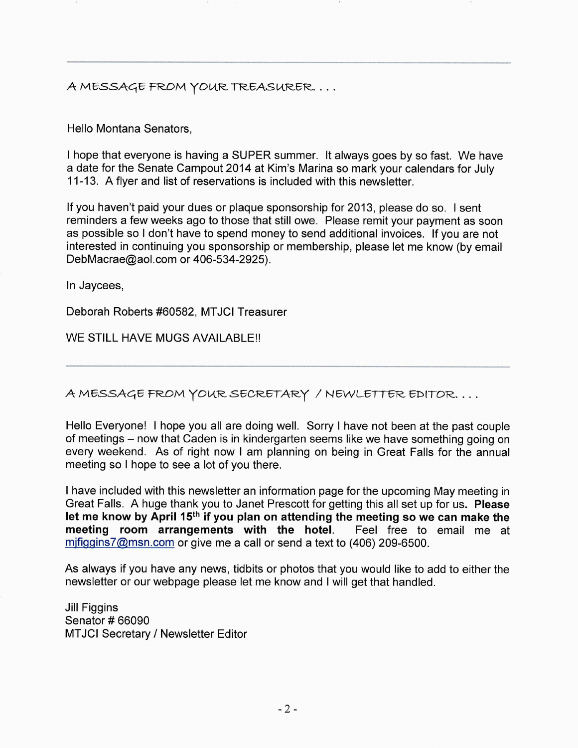## A MESSAGE FROM YOUR TREASURER . . .

Hello Montana Senators,

I hope that everyone is having a SUPER summer. It always goes by so fast. We have a date for the Senate Campout 2014 at Kim's Marina so mark your calendars for July 11-13. A flyer and list of reservations is included with this newsletter.

If you haven't paid your dues or plaque sponsorship for 2013, please do so. I sent reminders a few weeks ago to those that still owe. Please remit your payment as soon as possible so I don't have to spend money to send additional invoices. If you are not interested in continuing you sponsorship or membership, please let me know (by email DebMacrae@aol.com or 406-534-2925).

In Jaycees,

Deborah Roberts #60582, MTJCI Treasurer

WE STILL HAVE MUGS AVAILABLE!!

---

## A MESSAGE FROM YOUR SECRETARY / NEWLETTER EDITOR . . .

Hello Everyone! I hope you all are doing well. Sorry I have not been at the past couple of meetings – now that Caden is in kindergarten seems like we have something going on every weekend. As of right now I am planning on being in Great Falls for the annual meeting so I hope to see a lot of you there.

I have included with this newsletter an information page for the upcoming May meeting in Great Falls. A huge thank you to Janet Prescott for getting this all set up for us. **Please let me know by April 15th if you plan on attending the meeting so we can make the meeting room arrangements with the hotel.** Feel free to email me at mjfiggins7@msn.com or give me a call or send a text to (406) 209-6500.

As always if you have any news, tidbits or photos that you would like to add to either the newsletter or our webpage please let me know and I will get that handled.

Jill Figgins
Senator # 66090
MTJCI Secretary / Newsletter Editor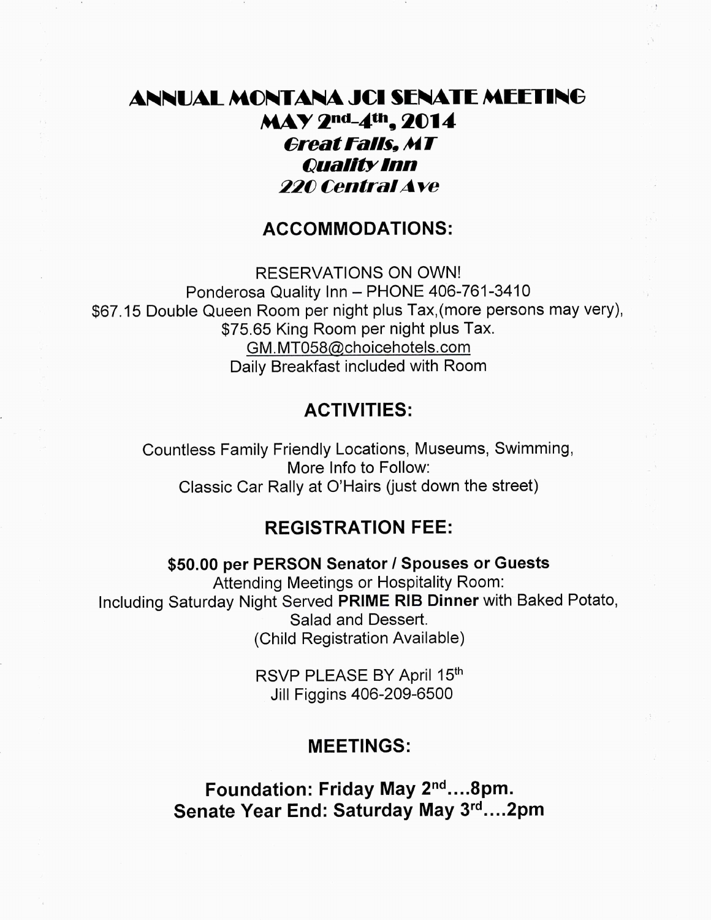# ANNUAL MONTANA JCI SENATE MEETING

## MAY 2nd-4th, 2014

### *Great Falls, MT*

### *Quality Inn*

### *220 Central Ave*

## ACCOMMODATIONS:

RESERVATIONS ON OWN!

Ponderosa Quality Inn – PHONE 406-761-3410

$67.15 Double Queen Room per night plus Tax,(more persons may very),

$75.65 King Room per night plus Tax.

GM.MT058@choicehotels.com

Daily Breakfast included with Room

## ACTIVITIES:

Countless Family Friendly Locations, Museums, Swimming,

More Info to Follow:

Classic Car Rally at O'Hairs (just down the street)

## REGISTRATION FEE:

**$50.00 per PERSON Senator / Spouses or Guests**

Attending Meetings or Hospitality Room:

Including Saturday Night Served **PRIME RIB Dinner** with Baked Potato, Salad and Dessert.

(Child Registration Available)

RSVP PLEASE BY April 15th

Jill Figgins 406-209-6500

## MEETINGS:

**Foundation: Friday May 2nd....8pm.**

**Senate Year End: Saturday May 3rd....2pm**